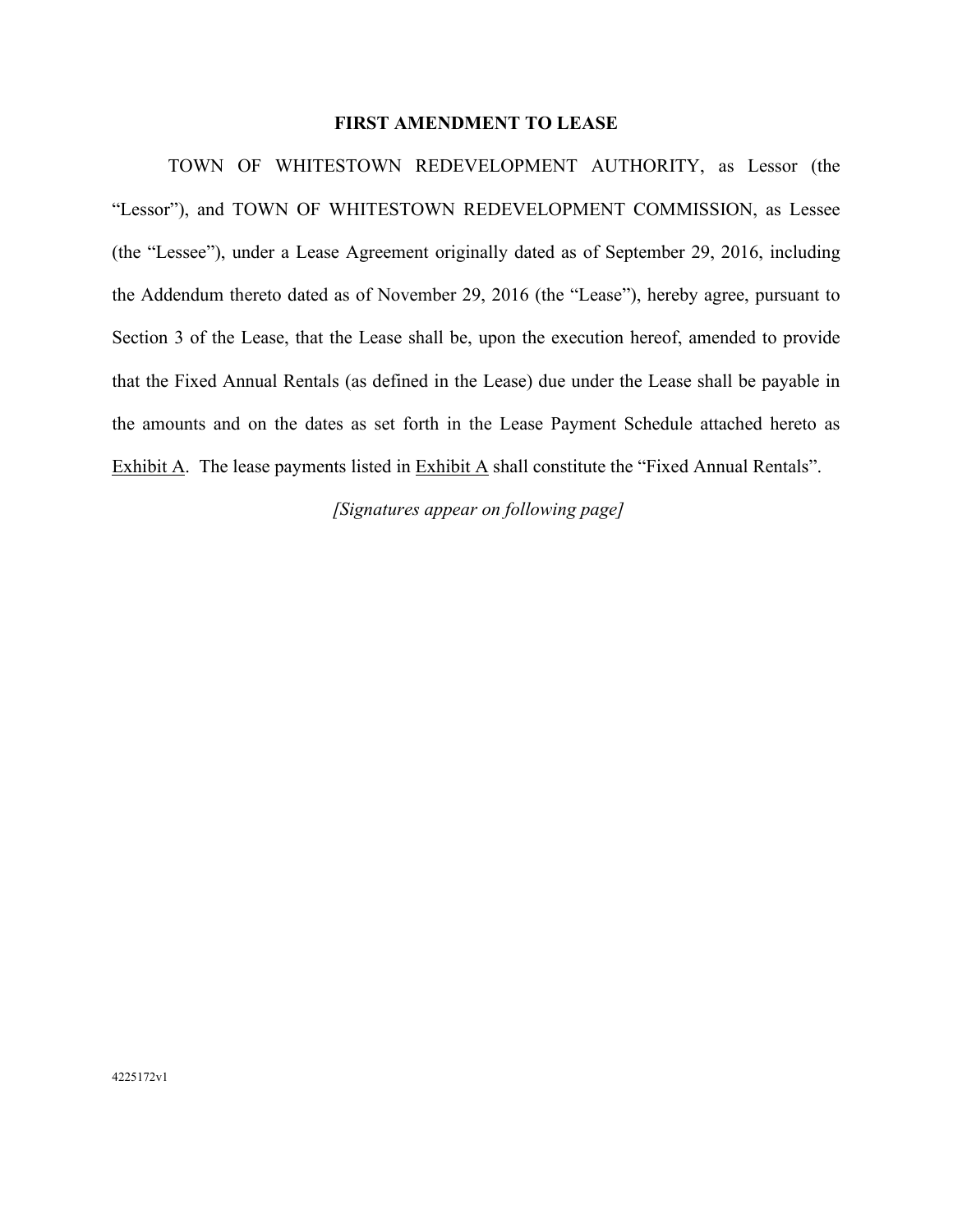# FIRST AMENDMENT TO LEASE

TOWN OF WHITESTOWN REDEVELOPMENT AUTHORITY, as Lessor (the "Lessor"), and TOWN OF WHITESTOWN REDEVELOPMENT COMMISSION, as Lessee (the "Lessee"), under a Lease Agreement originally dated as of September 29, 2016, including the Addendum thereto dated as of November 29, 2016 (the "Lease"), hereby agree, pursuant to Section 3 of the Lease, that the Lease shall be, upon the execution hereof, amended to provide that the Fixed Annual Rentals (as defined in the Lease) due under the Lease shall be payable in the amounts and on the dates as set forth in the Lease Payment Schedule attached hereto as Exhibit A. The lease payments listed in Exhibit A shall constitute the "Fixed Annual Rentals".

*[Signatures appear on following page]*

4225172v1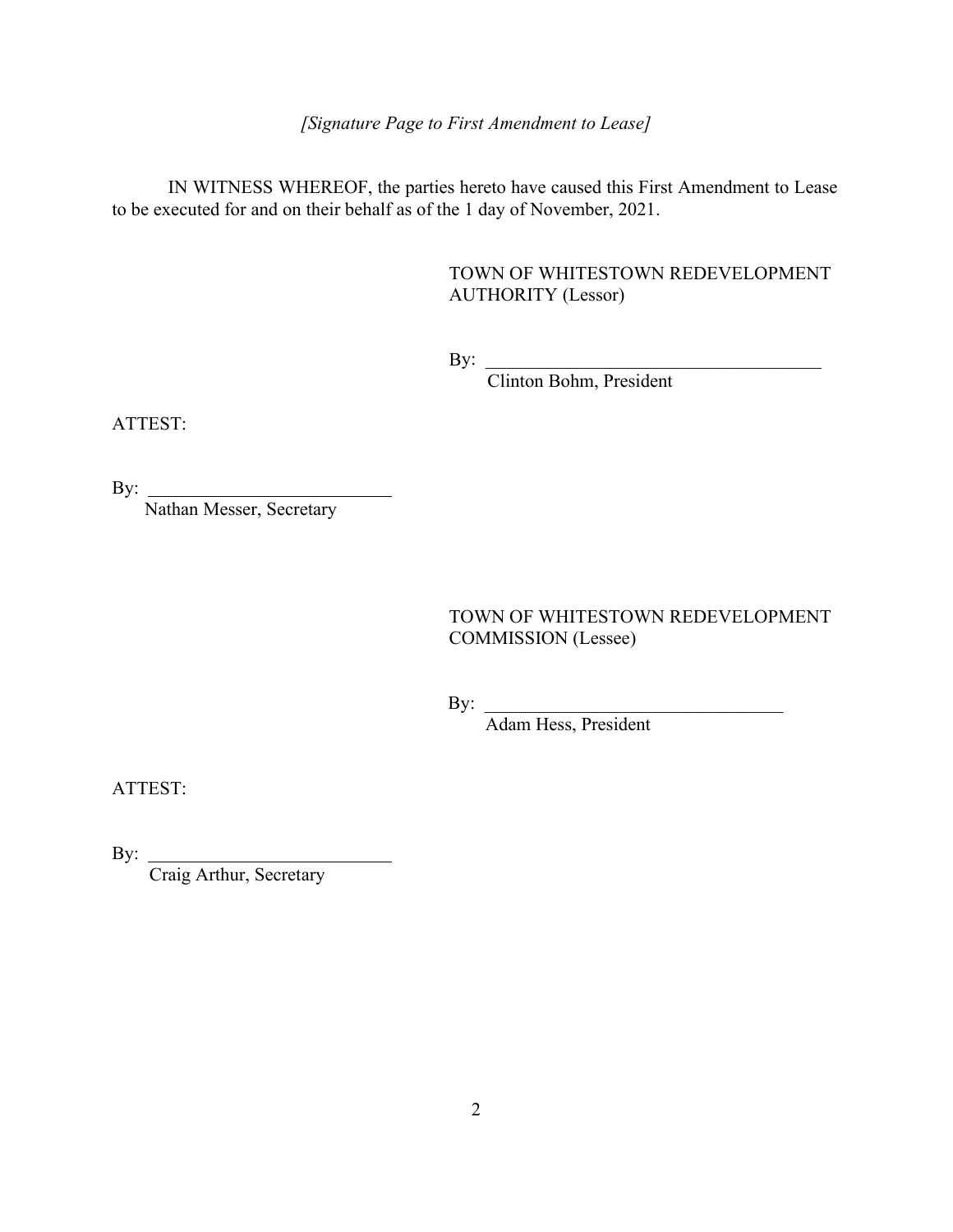*[Signature Page to First Amendment to Lease]*

IN WITNESS WHEREOF, the parties hereto have caused this First Amendment to Lease to be executed for and on their behalf as of the 1 day of November, 2021.

TOWN OF WHITESTOWN REDEVELOPMENT AUTHORITY (Lessor)

By: \_\_\_\_\_\_\_\_\_\_\_\_\_\_\_\_\_\_\_\_\_\_\_\_\_\_\_\_\_\_\_\_\_\_\_\_\_\_
Clinton Bohm, President

ATTEST:

By: \_\_\_\_\_\_\_\_\_\_\_\_\_\_\_\_\_\_\_\_\_\_\_\_\_\_\_\_
Nathan Messer, Secretary

TOWN OF WHITESTOWN REDEVELOPMENT COMMISSION (Lessee)

By: \_\_\_\_\_\_\_\_\_\_\_\_\_\_\_\_\_\_\_\_\_\_\_\_\_\_\_\_\_\_\_\_\_\_
Adam Hess, President

ATTEST:

By: \_\_\_\_\_\_\_\_\_\_\_\_\_\_\_\_\_\_\_\_\_\_\_\_\_\_\_\_
Craig Arthur, Secretary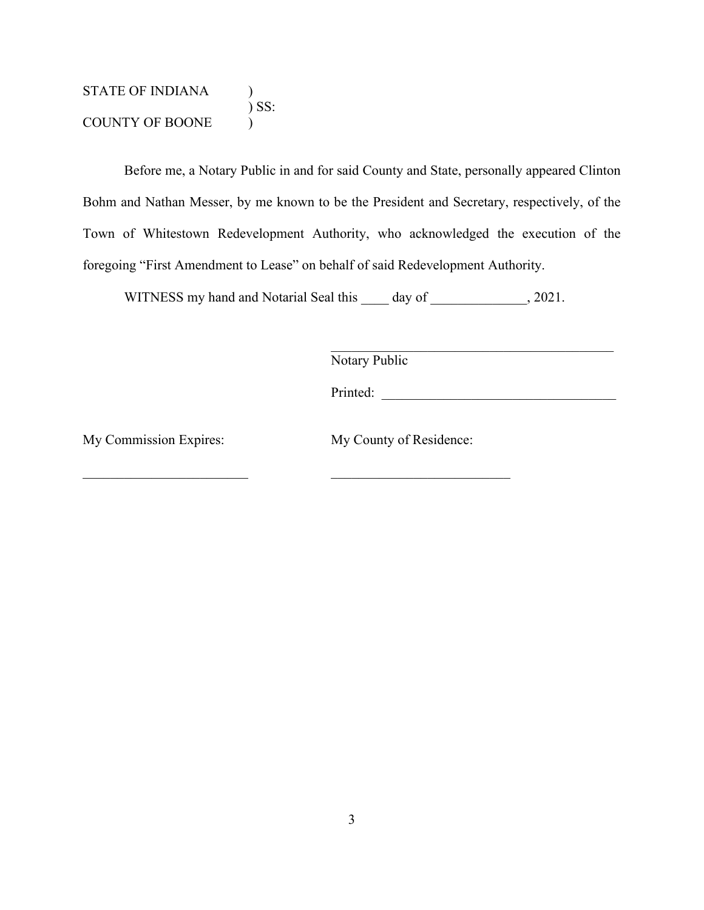STATE OF INDIANA )
) SS:
COUNTY OF BOONE )

Before me, a Notary Public in and for said County and State, personally appeared Clinton Bohm and Nathan Messer, by me known to be the President and Secretary, respectively, of the Town of Whitestown Redevelopment Authority, who acknowledged the execution of the foregoing "First Amendment to Lease" on behalf of said Redevelopment Authority.

WITNESS my hand and Notarial Seal this ____ day of ______________, 2021.

\_\_\_\_\_\_\_\_\_\_\_\_\_\_\_\_\_\_\_\_\_\_\_\_\_\_\_\_\_\_\_\_\_\_\_\_\_\_\_\_\_\_\_\_
Notary Public

Printed: \_\_\_\_\_\_\_\_\_\_\_\_\_\_\_\_\_\_\_\_\_\_\_\_\_\_\_\_\_\_\_\_\_\_\_\_

My Commission Expires: \_\_\_\_\_\_\_\_\_\_\_\_\_\_\_\_\_\_\_\_\_\_\_\_\_

My County of Residence: \_\_\_\_\_\_\_\_\_\_\_\_\_\_\_\_\_\_\_\_\_\_\_\_\_\_\_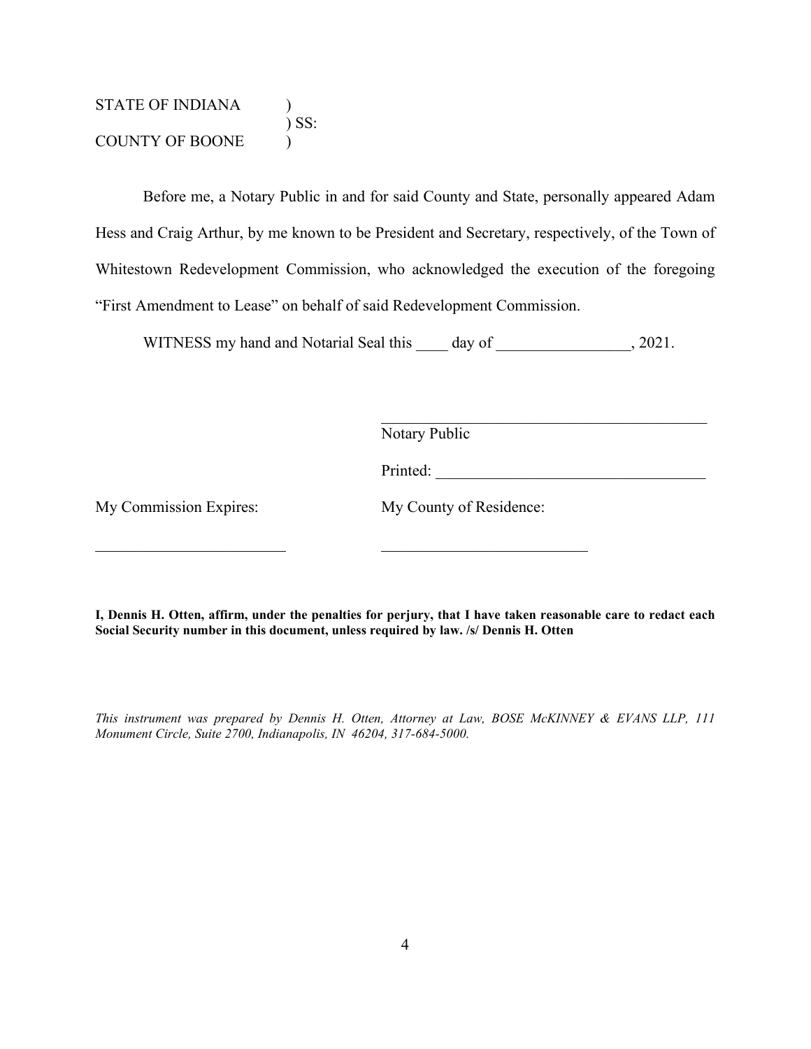STATE OF INDIANA )
) SS:
COUNTY OF BOONE )

Before me, a Notary Public in and for said County and State, personally appeared Adam Hess and Craig Arthur, by me known to be President and Secretary, respectively, of the Town of Whitestown Redevelopment Commission, who acknowledged the execution of the foregoing "First Amendment to Lease" on behalf of said Redevelopment Commission.

WITNESS my hand and Notarial Seal this ____ day of _________________, 2021.

_____________________________________________
Notary Public

Printed: ___________________________________

My Commission Expires: My County of Residence:

________________________ __________________________

**I, Dennis H. Otten, affirm, under the penalties for perjury, that I have taken reasonable care to redact each Social Security number in this document, unless required by law. /s/ Dennis H. Otten**

*This instrument was prepared by Dennis H. Otten, Attorney at Law, BOSE McKINNEY & EVANS LLP, 111 Monument Circle, Suite 2700, Indianapolis, IN 46204, 317-684-5000.*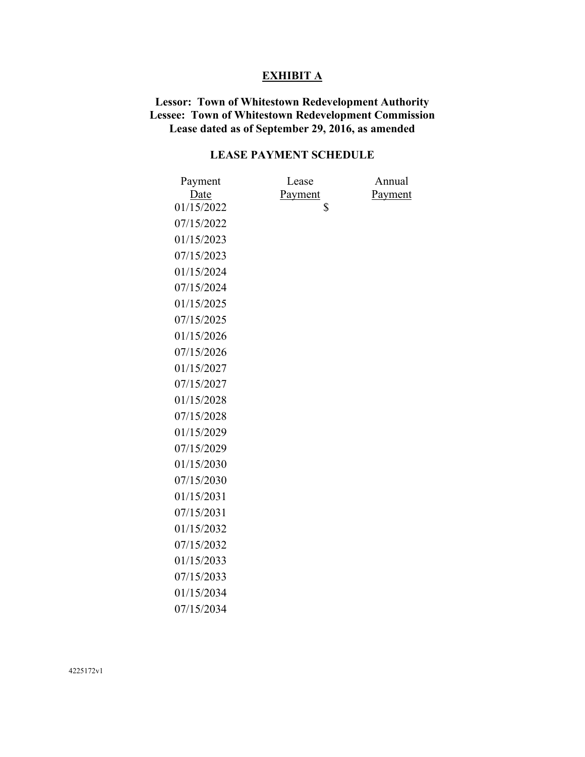**EXHIBIT A**

**Lessor: Town of Whitestown Redevelopment Authority**
**Lessee: Town of Whitestown Redevelopment Commission**
**Lease dated as of September 29, 2016, as amended**

**LEASE PAYMENT SCHEDULE**

| Payment Date | Lease Payment | Annual Payment |
|---|---|---|
| 01/15/2022 | $ | |
| 07/15/2022 | | |
| 01/15/2023 | | |
| 07/15/2023 | | |
| 01/15/2024 | | |
| 07/15/2024 | | |
| 01/15/2025 | | |
| 07/15/2025 | | |
| 01/15/2026 | | |
| 07/15/2026 | | |
| 01/15/2027 | | |
| 07/15/2027 | | |
| 01/15/2028 | | |
| 07/15/2028 | | |
| 01/15/2029 | | |
| 07/15/2029 | | |
| 01/15/2030 | | |
| 07/15/2030 | | |
| 01/15/2031 | | |
| 07/15/2031 | | |
| 01/15/2032 | | |
| 07/15/2032 | | |
| 01/15/2033 | | |
| 07/15/2033 | | |
| 01/15/2034 | | |
| 07/15/2034 | | |

4225172v1